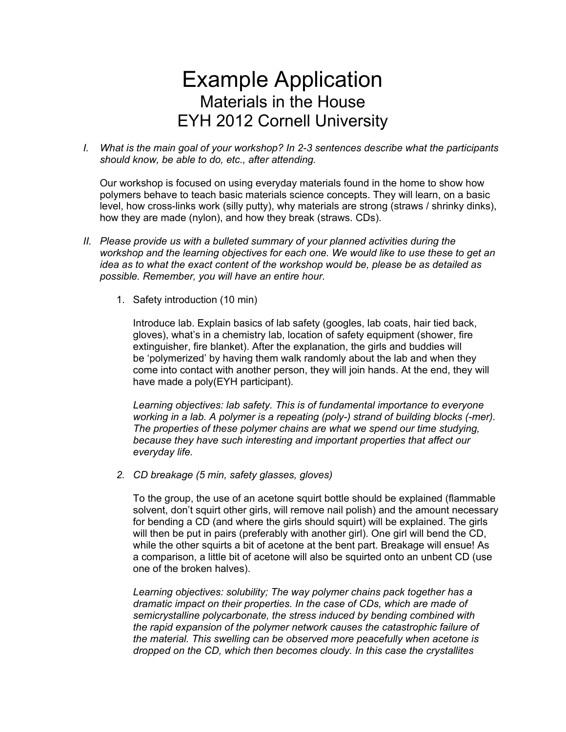# Example Application

## Materials in the House

## EYH 2012 Cornell University

I. *What is the main goal of your workshop? In 2-3 sentences describe what the participants should know, be able to do, etc., after attending.*

   Our workshop is focused on using everyday materials found in the home to show how polymers behave to teach basic materials science concepts. They will learn, on a basic level, how cross-links work (silly putty), why materials are strong (straws / shrinky dinks), how they are made (nylon), and how they break (straws. CDs).

II. *Please provide us with a bulleted summary of your planned activities during the workshop and the learning objectives for each one. We would like to use these to get an idea as to what the exact content of the workshop would be, please be as detailed as possible. Remember, you will have an entire hour.*

   1. Safety introduction (10 min)

      Introduce lab. Explain basics of lab safety (googles, lab coats, hair tied back, gloves), what's in a chemistry lab, location of safety equipment (shower, fire extinguisher, fire blanket). After the explanation, the girls and buddies will be 'polymerized' by having them walk randomly about the lab and when they come into contact with another person, they will join hands. At the end, they will have made a poly(EYH participant).

      *Learning objectives: lab safety. This is of fundamental importance to everyone working in a lab. A polymer is a repeating (poly-) strand of building blocks (-mer). The properties of these polymer chains are what we spend our time studying, because they have such interesting and important properties that affect our everyday life.*

   2. *CD breakage (5 min, safety glasses, gloves)*

      To the group, the use of an acetone squirt bottle should be explained (flammable solvent, don't squirt other girls, will remove nail polish) and the amount necessary for bending a CD (and where the girls should squirt) will be explained. The girls will then be put in pairs (preferably with another girl). One girl will bend the CD, while the other squirts a bit of acetone at the bent part. Breakage will ensue! As a comparison, a little bit of acetone will also be squirted onto an unbent CD (use one of the broken halves).

      *Learning objectives: solubility; The way polymer chains pack together has a dramatic impact on their properties. In the case of CDs, which are made of semicrystalline polycarbonate, the stress induced by bending combined with the rapid expansion of the polymer network causes the catastrophic failure of the material. This swelling can be observed more peacefully when acetone is dropped on the CD, which then becomes cloudy. In this case the crystallites*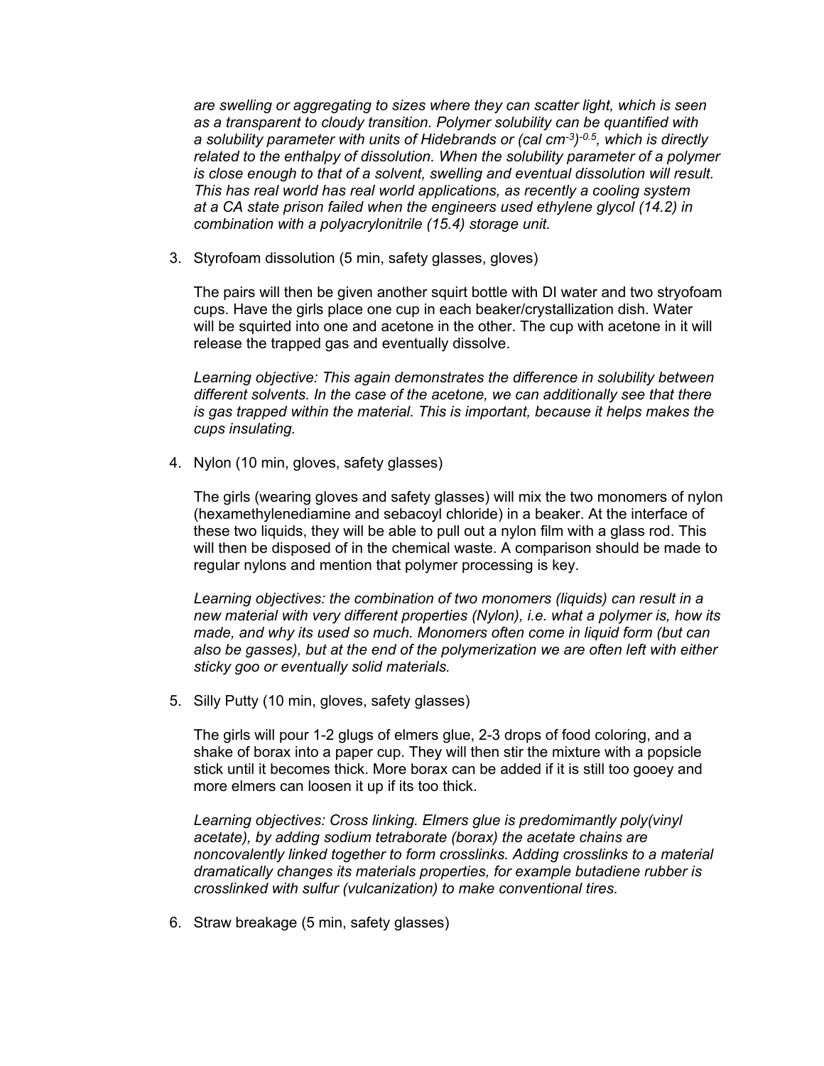*are swelling or aggregating to sizes where they can scatter light, which is seen as a transparent to cloudy transition. Polymer solubility can be quantified with a solubility parameter with units of Hidebrands or (cal cm$^{-3}$)$^{-0.5}$, which is directly related to the enthalpy of dissolution. When the solubility parameter of a polymer is close enough to that of a solvent, swelling and eventual dissolution will result. This has real world has real world applications, as recently a cooling system at a CA state prison failed when the engineers used ethylene glycol (14.2) in combination with a polyacrylonitrile (15.4) storage unit.*

3. Styrofoam dissolution (5 min, safety glasses, gloves)

   The pairs will then be given another squirt bottle with DI water and two stryofoam cups. Have the girls place one cup in each beaker/crystallization dish. Water will be squirted into one and acetone in the other. The cup with acetone in it will release the trapped gas and eventually dissolve.

   *Learning objective: This again demonstrates the difference in solubility between different solvents. In the case of the acetone, we can additionally see that there is gas trapped within the material. This is important, because it helps makes the cups insulating.*

4. Nylon (10 min, gloves, safety glasses)

   The girls (wearing gloves and safety glasses) will mix the two monomers of nylon (hexamethylenediamine and sebacoyl chloride) in a beaker. At the interface of these two liquids, they will be able to pull out a nylon film with a glass rod. This will then be disposed of in the chemical waste. A comparison should be made to regular nylons and mention that polymer processing is key.

   *Learning objectives: the combination of two monomers (liquids) can result in a new material with very different properties (Nylon), i.e. what a polymer is, how its made, and why its used so much. Monomers often come in liquid form (but can also be gasses), but at the end of the polymerization we are often left with either sticky goo or eventually solid materials.*

5. Silly Putty (10 min, gloves, safety glasses)

   The girls will pour 1-2 glugs of elmers glue, 2-3 drops of food coloring, and a shake of borax into a paper cup. They will then stir the mixture with a popsicle stick until it becomes thick. More borax can be added if it is still too gooey and more elmers can loosen it up if its too thick.

   *Learning objectives: Cross linking. Elmers glue is predomimantly poly(vinyl acetate), by adding sodium tetraborate (borax) the acetate chains are noncovalently linked together to form crosslinks. Adding crosslinks to a material dramatically changes its materials properties, for example butadiene rubber is crosslinked with sulfur (vulcanization) to make conventional tires.*

6. Straw breakage (5 min, safety glasses)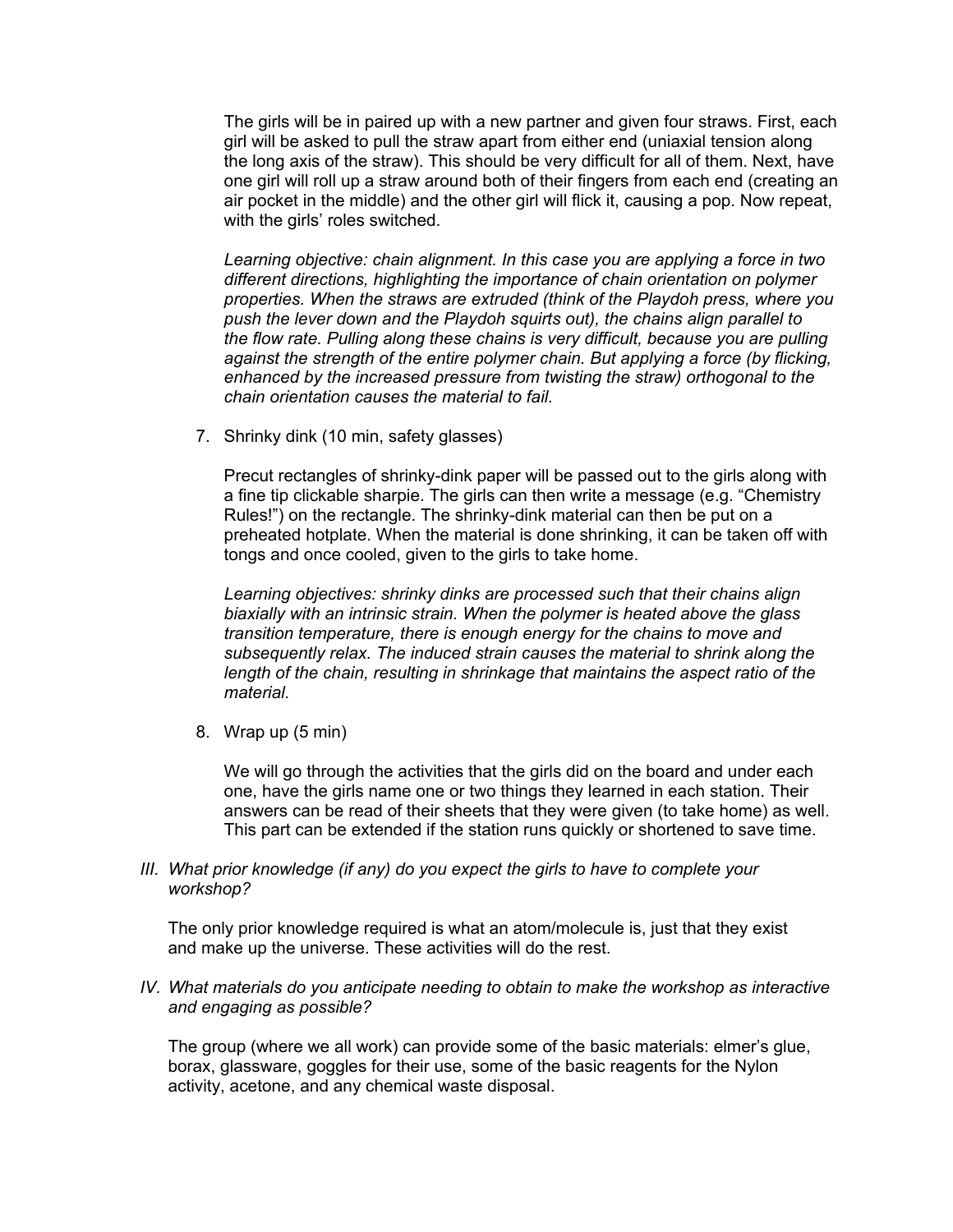The girls will be in paired up with a new partner and given four straws. First, each girl will be asked to pull the straw apart from either end (uniaxial tension along the long axis of the straw). This should be very difficult for all of them. Next, have one girl will roll up a straw around both of their fingers from each end (creating an air pocket in the middle) and the other girl will flick it, causing a pop. Now repeat, with the girls' roles switched.

*Learning objective: chain alignment. In this case you are applying a force in two different directions, highlighting the importance of chain orientation on polymer properties. When the straws are extruded (think of the Playdoh press, where you push the lever down and the Playdoh squirts out), the chains align parallel to the flow rate. Pulling along these chains is very difficult, because you are pulling against the strength of the entire polymer chain. But applying a force (by flicking, enhanced by the increased pressure from twisting the straw) orthogonal to the chain orientation causes the material to fail.*

7. Shrinky dink (10 min, safety glasses)

   Precut rectangles of shrinky-dink paper will be passed out to the girls along with a fine tip clickable sharpie. The girls can then write a message (e.g. "Chemistry Rules!") on the rectangle. The shrinky-dink material can then be put on a preheated hotplate. When the material is done shrinking, it can be taken off with tongs and once cooled, given to the girls to take home.

   *Learning objectives: shrinky dinks are processed such that their chains align biaxially with an intrinsic strain. When the polymer is heated above the glass transition temperature, there is enough energy for the chains to move and subsequently relax. The induced strain causes the material to shrink along the length of the chain, resulting in shrinkage that maintains the aspect ratio of the material.*

8. Wrap up (5 min)

   We will go through the activities that the girls did on the board and under each one, have the girls name one or two things they learned in each station. Their answers can be read of their sheets that they were given (to take home) as well. This part can be extended if the station runs quickly or shortened to save time.

*III. What prior knowledge (if any) do you expect the girls to have to complete your workshop?*

The only prior knowledge required is what an atom/molecule is, just that they exist and make up the universe. These activities will do the rest.

*IV. What materials do you anticipate needing to obtain to make the workshop as interactive and engaging as possible?*

The group (where we all work) can provide some of the basic materials: elmer's glue, borax, glassware, goggles for their use, some of the basic reagents for the Nylon activity, acetone, and any chemical waste disposal.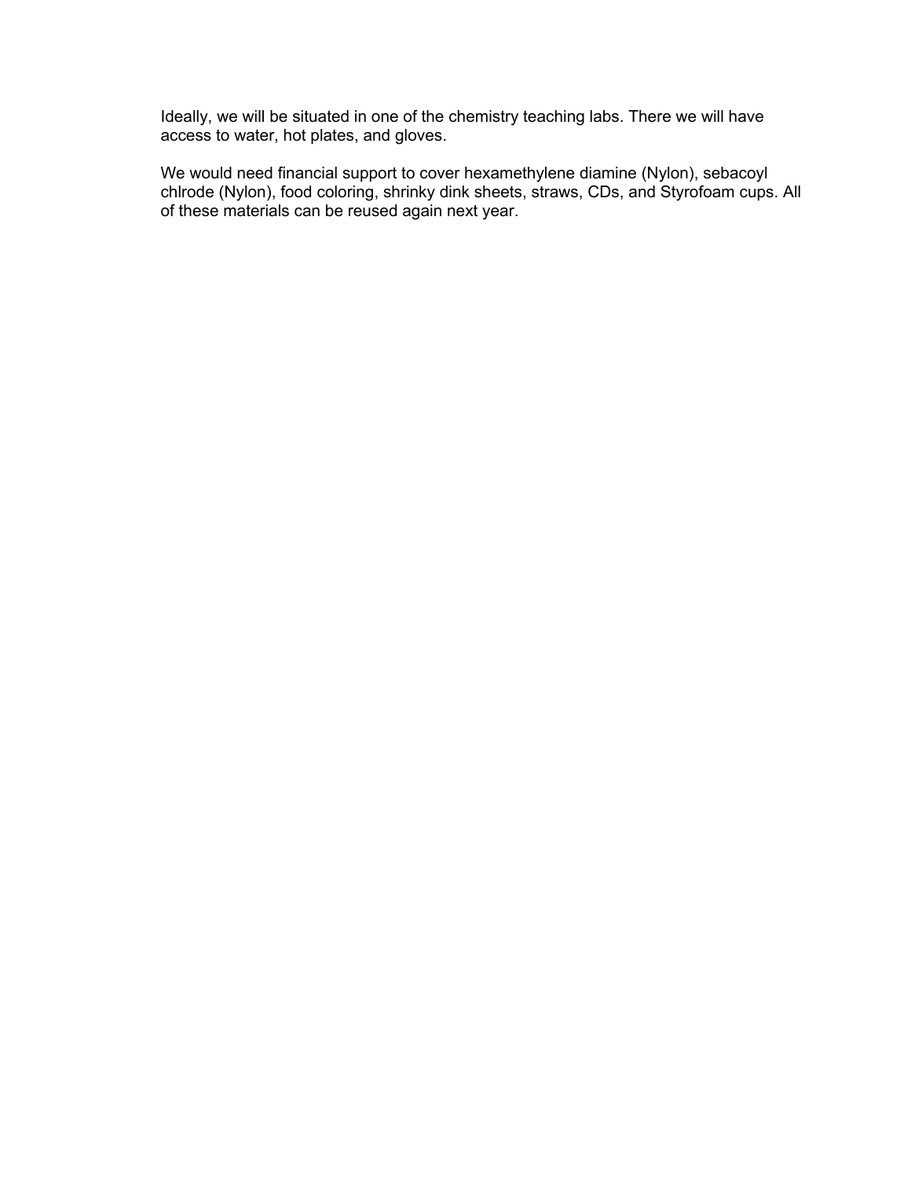Ideally, we will be situated in one of the chemistry teaching labs. There we will have access to water, hot plates, and gloves.

We would need financial support to cover hexamethylene diamine (Nylon), sebacoyl chlrode (Nylon), food coloring, shrinky dink sheets, straws, CDs, and Styrofoam cups. All of these materials can be reused again next year.